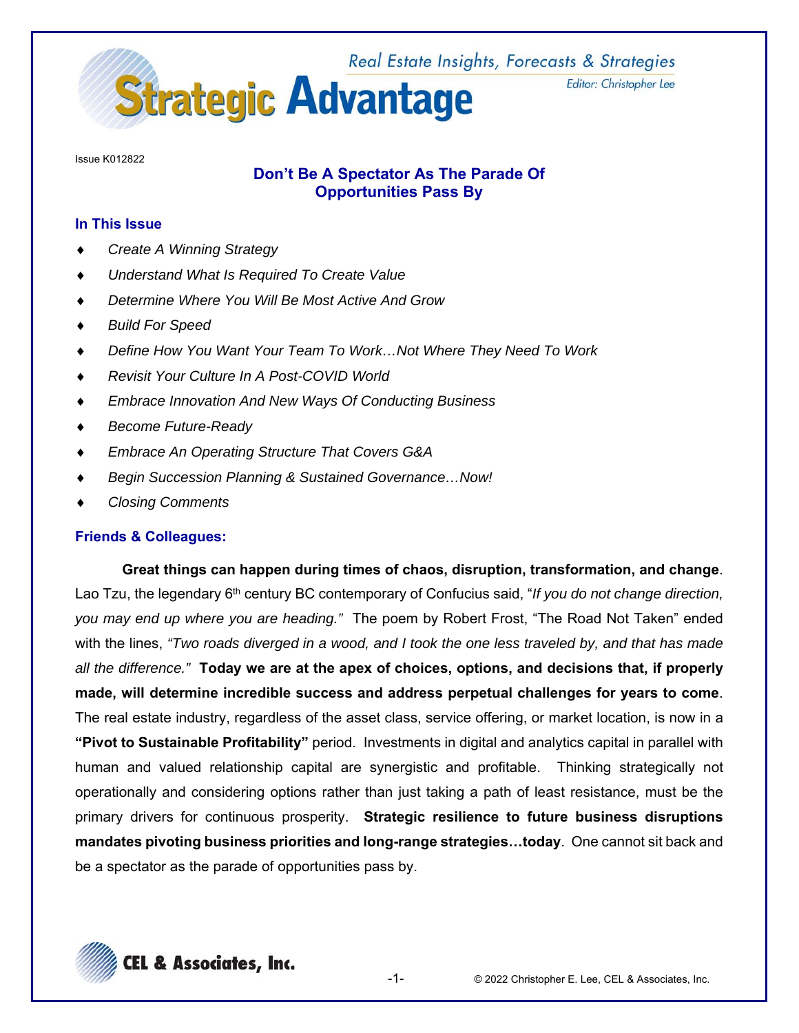# Strategic Advantage

Real Estate Insights, Forecasts & Strategies

Editor: Christopher Lee

Issue K012822

## Don't Be A Spectator As The Parade Of Opportunities Pass By

### In This Issue

- *Create A Winning Strategy*
- *Understand What Is Required To Create Value*
- *Determine Where You Will Be Most Active And Grow*
- *Build For Speed*
- *Define How You Want Your Team To Work…Not Where They Need To Work*
- *Revisit Your Culture In A Post-COVID World*
- *Embrace Innovation And New Ways Of Conducting Business*
- *Become Future-Ready*
- *Embrace An Operating Structure That Covers G&A*
- *Begin Succession Planning & Sustained Governance…Now!*
- *Closing Comments*

### Friends & Colleagues:

**Great things can happen during times of chaos, disruption, transformation, and change**. Lao Tzu, the legendary 6th century BC contemporary of Confucius said, "*If you do not change direction, you may end up where you are heading."* The poem by Robert Frost, "The Road Not Taken" ended with the lines, *"Two roads diverged in a wood, and I took the one less traveled by, and that has made all the difference."* **Today we are at the apex of choices, options, and decisions that, if properly made, will determine incredible success and address perpetual challenges for years to come**. The real estate industry, regardless of the asset class, service offering, or market location, is now in a **"Pivot to Sustainable Profitability"** period. Investments in digital and analytics capital in parallel with human and valued relationship capital are synergistic and profitable. Thinking strategically not operationally and considering options rather than just taking a path of least resistance, must be the primary drivers for continuous prosperity. **Strategic resilience to future business disruptions mandates pivoting business priorities and long-range strategies…today**. One cannot sit back and be a spectator as the parade of opportunities pass by.

CEL & Associates, Inc.

© 2022 Christopher E. Lee, CEL & Associates, Inc.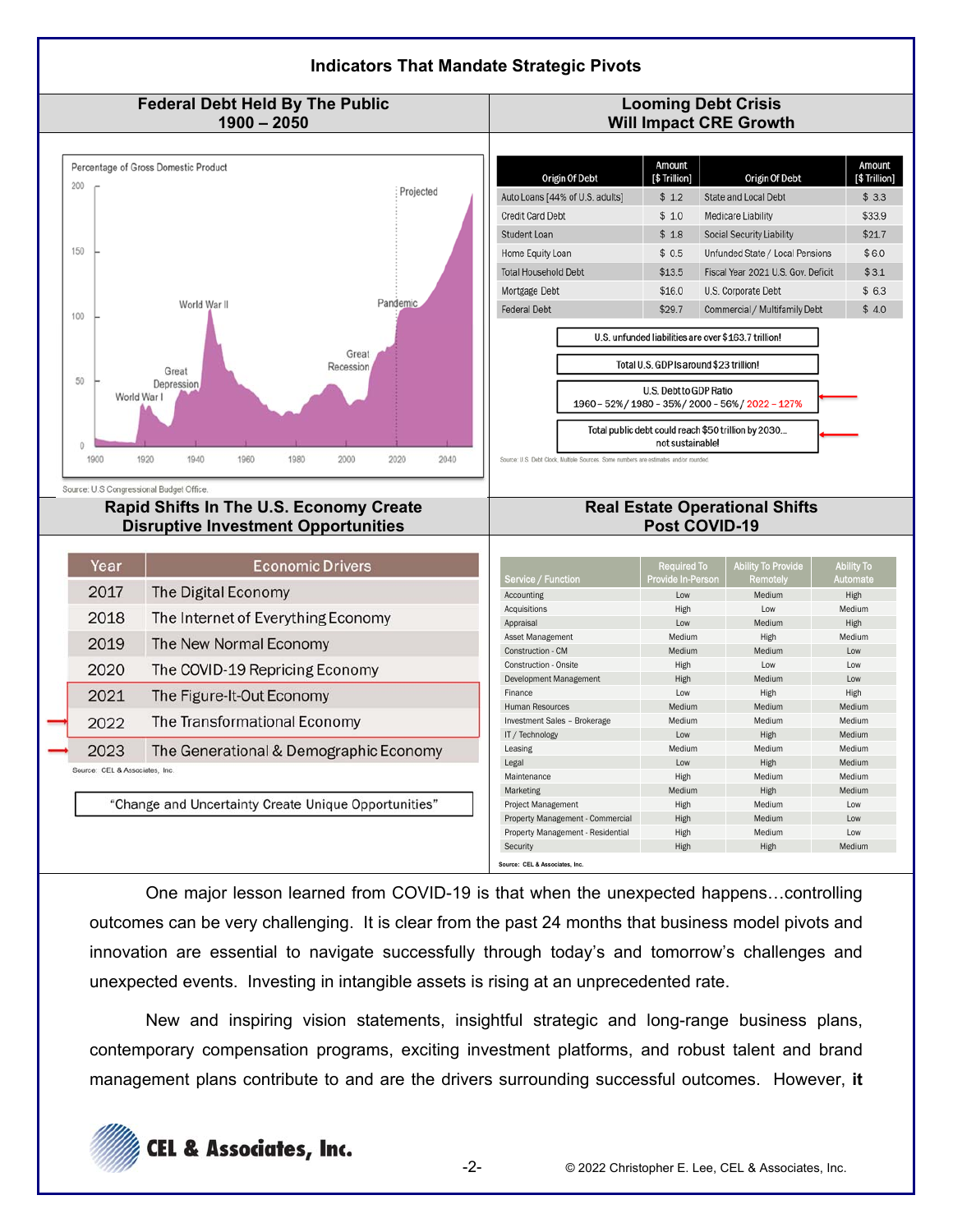## Indicators That Mandate Strategic Pivots

### Federal Debt Held By The Public 1900 – 2050

Percentage of Gross Domestic Product

Projected

World War II

Pandemic

Great Recession

Great Depression

World War I

Source: U.S Congressional Budget Office.

### Looming Debt Crisis Will Impact CRE Growth

| Origin Of Debt | Amount [$ Trillion] | Origin Of Debt | Amount [$ Trillion] |
|---|---|---|---|
| Auto Loans [44% of U.S. adults] | $ 1.2 | State and Local Debt | $ 3.3 |
| Credit Card Debt | $ 1.0 | Medicare Liability | $33.9 |
| Student Loan | $ 1.8 | Social Security Liability | $21.7 |
| Home Equity Loan | $ 0.5 | Unfunded State / Local Pensions | $ 6.0 |
| Total Household Debt | $13.5 | Fiscal Year 2021 U.S. Gov. Deficit | $ 3.1 |
| Mortgage Debt | $16.0 | U.S. Corporate Debt | $ 6.3 |
| Federal Debt | $29.7 | Commercial / Multifamily Debt | $ 4.0 |

U.S. unfunded liabilities are over $163.7 trillion!

Total U.S. GDP is around $23 trillion!

U.S. Debt to GDP Ratio
1960 – 52% / 1980 - 35% / 2000 – 56% / 2022 – 127%

Total public debt could reach $50 trillion by 2030… not sustainable!

Source: U.S. Debt Clock, Multiple Sources. Some numbers are estimates and/or rounded.

### Rapid Shifts In The U.S. Economy Create Disruptive Investment Opportunities

| Year | Economic Drivers |
|---|---|
| 2017 | The Digital Economy |
| 2018 | The Internet of Everything Economy |
| 2019 | The New Normal Economy |
| 2020 | The COVID-19 Repricing Economy |
| 2021 | The Figure-It-Out Economy |
| 2022 | The Transformational Economy |
| 2023 | The Generational & Demographic Economy |

Source: CEL & Associates, Inc.

"Change and Uncertainty Create Unique Opportunities"

### Real Estate Operational Shifts Post COVID-19

| Service / Function | Required To Provide In-Person | Ability To Provide Remotely | Ability To Automate |
|---|---|---|---|
| Accounting | Low | Medium | High |
| Acquisitions | High | Low | Medium |
| Appraisal | Low | Medium | High |
| Asset Management | Medium | High | Medium |
| Construction - CM | Medium | Medium | Low |
| Construction - Onsite | High | Low | Low |
| Development Management | High | Medium | Low |
| Finance | Low | High | High |
| Human Resources | Medium | Medium | Medium |
| Investment Sales – Brokerage | Medium | Medium | Medium |
| IT / Technology | Low | High | Medium |
| Leasing | Medium | Medium | Medium |
| Legal | Low | High | Medium |
| Maintenance | High | Medium | Medium |
| Marketing | Medium | High | Medium |
| Project Management | High | Medium | Low |
| Property Management - Commercial | High | Medium | Low |
| Property Management - Residential | High | Medium | Low |
| Security | High | High | Medium |

Source: CEL & Associates, Inc.

One major lesson learned from COVID-19 is that when the unexpected happens…controlling outcomes can be very challenging. It is clear from the past 24 months that business model pivots and innovation are essential to navigate successfully through today's and tomorrow's challenges and unexpected events. Investing in intangible assets is rising at an unprecedented rate.

New and inspiring vision statements, insightful strategic and long-range business plans, contemporary compensation programs, exciting investment platforms, and robust talent and brand management plans contribute to and are the drivers surrounding successful outcomes. However, **it**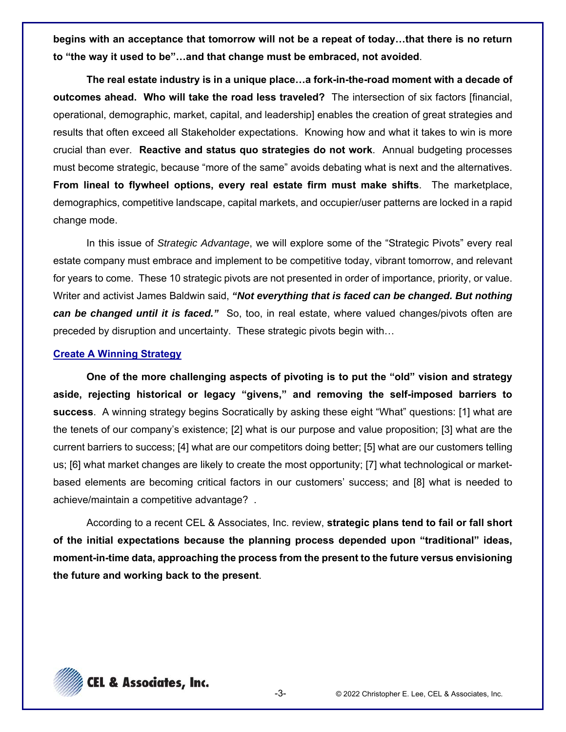**begins with an acceptance that tomorrow will not be a repeat of today…that there is no return to "the way it used to be"…and that change must be embraced, not avoided**.

**The real estate industry is in a unique place…a fork-in-the-road moment with a decade of outcomes ahead. Who will take the road less traveled?** The intersection of six factors [financial, operational, demographic, market, capital, and leadership] enables the creation of great strategies and results that often exceed all Stakeholder expectations. Knowing how and what it takes to win is more crucial than ever. **Reactive and status quo strategies do not work**. Annual budgeting processes must become strategic, because "more of the same" avoids debating what is next and the alternatives. **From lineal to flywheel options, every real estate firm must make shifts**. The marketplace, demographics, competitive landscape, capital markets, and occupier/user patterns are locked in a rapid change mode.

In this issue of *Strategic Advantage*, we will explore some of the "Strategic Pivots" every real estate company must embrace and implement to be competitive today, vibrant tomorrow, and relevant for years to come. These 10 strategic pivots are not presented in order of importance, priority, or value. Writer and activist James Baldwin said, ***"Not everything that is faced can be changed. But nothing can be changed until it is faced."*** So, too, in real estate, where valued changes/pivots often are preceded by disruption and uncertainty. These strategic pivots begin with…

## Create A Winning Strategy

**One of the more challenging aspects of pivoting is to put the "old" vision and strategy aside, rejecting historical or legacy "givens," and removing the self-imposed barriers to success**. A winning strategy begins Socratically by asking these eight "What" questions: [1] what are the tenets of our company's existence; [2] what is our purpose and value proposition; [3] what are the current barriers to success; [4] what are our competitors doing better; [5] what are our customers telling us; [6] what market changes are likely to create the most opportunity; [7] what technological or market-based elements are becoming critical factors in our customers' success; and [8] what is needed to achieve/maintain a competitive advantage? .

According to a recent CEL & Associates, Inc. review, **strategic plans tend to fail or fall short of the initial expectations because the planning process depended upon "traditional" ideas, moment-in-time data, approaching the process from the present to the future versus envisioning the future and working back to the present**.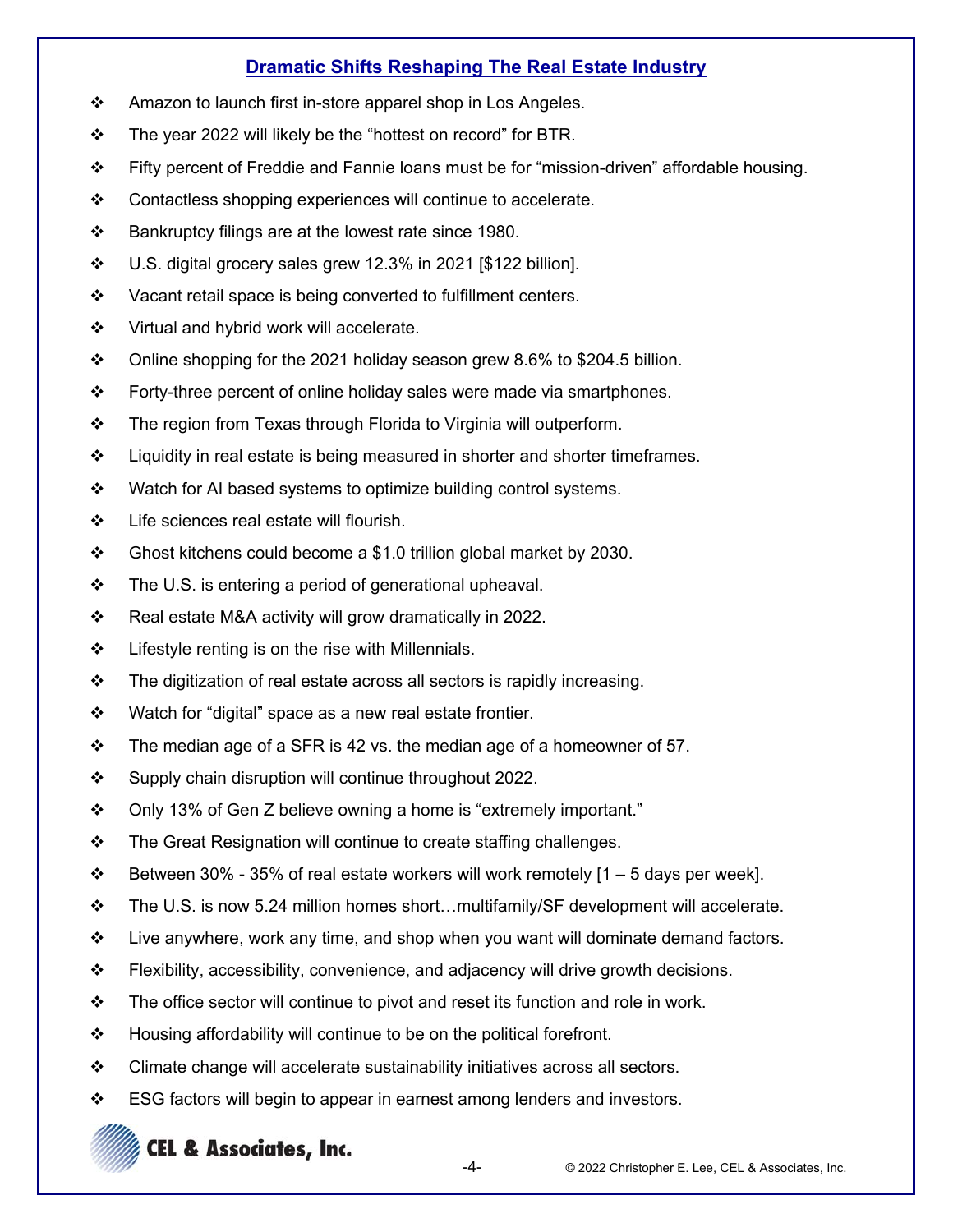## Dramatic Shifts Reshaping The Real Estate Industry

- Amazon to launch first in-store apparel shop in Los Angeles.
- The year 2022 will likely be the "hottest on record" for BTR.
- Fifty percent of Freddie and Fannie loans must be for "mission-driven" affordable housing.
- Contactless shopping experiences will continue to accelerate.
- Bankruptcy filings are at the lowest rate since 1980.
- U.S. digital grocery sales grew 12.3% in 2021 [$122 billion].
- Vacant retail space is being converted to fulfillment centers.
- Virtual and hybrid work will accelerate.
- Online shopping for the 2021 holiday season grew 8.6% to $204.5 billion.
- Forty-three percent of online holiday sales were made via smartphones.
- The region from Texas through Florida to Virginia will outperform.
- Liquidity in real estate is being measured in shorter and shorter timeframes.
- Watch for AI based systems to optimize building control systems.
- Life sciences real estate will flourish.
- Ghost kitchens could become a $1.0 trillion global market by 2030.
- The U.S. is entering a period of generational upheaval.
- Real estate M&A activity will grow dramatically in 2022.
- Lifestyle renting is on the rise with Millennials.
- The digitization of real estate across all sectors is rapidly increasing.
- Watch for "digital" space as a new real estate frontier.
- The median age of a SFR is 42 vs. the median age of a homeowner of 57.
- Supply chain disruption will continue throughout 2022.
- Only 13% of Gen Z believe owning a home is "extremely important."
- The Great Resignation will continue to create staffing challenges.
- Between 30% - 35% of real estate workers will work remotely [1 – 5 days per week].
- The U.S. is now 5.24 million homes short…multifamily/SF development will accelerate.
- Live anywhere, work any time, and shop when you want will dominate demand factors.
- Flexibility, accessibility, convenience, and adjacency will drive growth decisions.
- The office sector will continue to pivot and reset its function and role in work.
- Housing affordability will continue to be on the political forefront.
- Climate change will accelerate sustainability initiatives across all sectors.
- ESG factors will begin to appear in earnest among lenders and investors.

CEL & Associates, Inc.

© 2022 Christopher E. Lee, CEL & Associates, Inc.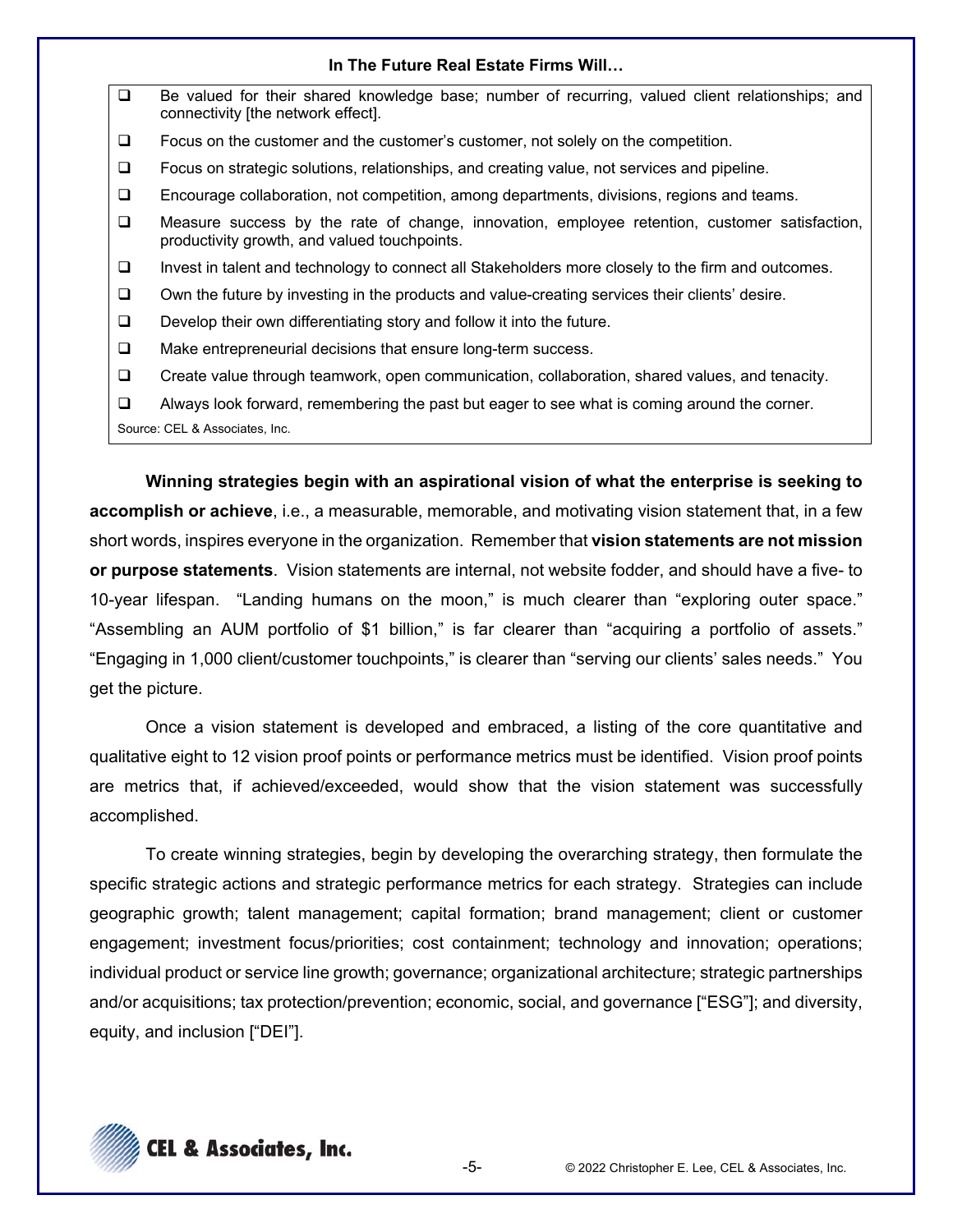**In The Future Real Estate Firms Will…**

- ❑ Be valued for their shared knowledge base; number of recurring, valued client relationships; and connectivity [the network effect].
- ❑ Focus on the customer and the customer's customer, not solely on the competition.
- ❑ Focus on strategic solutions, relationships, and creating value, not services and pipeline.
- ❑ Encourage collaboration, not competition, among departments, divisions, regions and teams.
- ❑ Measure success by the rate of change, innovation, employee retention, customer satisfaction, productivity growth, and valued touchpoints.
- ❑ Invest in talent and technology to connect all Stakeholders more closely to the firm and outcomes.
- ❑ Own the future by investing in the products and value-creating services their clients' desire.
- ❑ Develop their own differentiating story and follow it into the future.
- ❑ Make entrepreneurial decisions that ensure long-term success.
- ❑ Create value through teamwork, open communication, collaboration, shared values, and tenacity.
- ❑ Always look forward, remembering the past but eager to see what is coming around the corner.

Source: CEL & Associates, Inc.

**Winning strategies begin with an aspirational vision of what the enterprise is seeking to accomplish or achieve**, i.e., a measurable, memorable, and motivating vision statement that, in a few short words, inspires everyone in the organization. Remember that **vision statements are not mission or purpose statements**. Vision statements are internal, not website fodder, and should have a five- to 10-year lifespan. "Landing humans on the moon," is much clearer than "exploring outer space." "Assembling an AUM portfolio of $1 billion," is far clearer than "acquiring a portfolio of assets." "Engaging in 1,000 client/customer touchpoints," is clearer than "serving our clients' sales needs." You get the picture.

Once a vision statement is developed and embraced, a listing of the core quantitative and qualitative eight to 12 vision proof points or performance metrics must be identified. Vision proof points are metrics that, if achieved/exceeded, would show that the vision statement was successfully accomplished.

To create winning strategies, begin by developing the overarching strategy, then formulate the specific strategic actions and strategic performance metrics for each strategy. Strategies can include geographic growth; talent management; capital formation; brand management; client or customer engagement; investment focus/priorities; cost containment; technology and innovation; operations; individual product or service line growth; governance; organizational architecture; strategic partnerships and/or acquisitions; tax protection/prevention; economic, social, and governance ["ESG"]; and diversity, equity, and inclusion ["DEI"].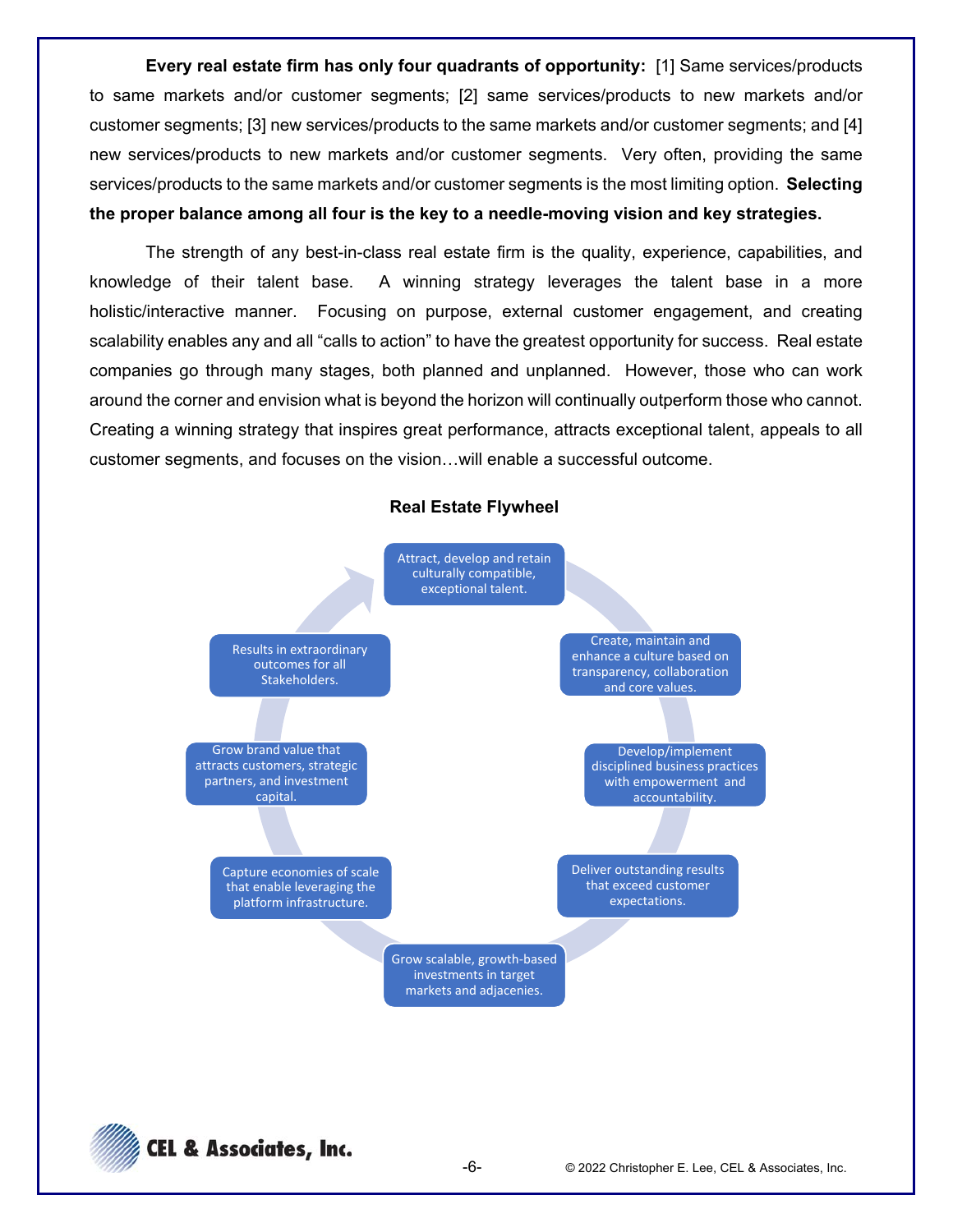**Every real estate firm has only four quadrants of opportunity:** [1] Same services/products to same markets and/or customer segments; [2] same services/products to new markets and/or customer segments; [3] new services/products to the same markets and/or customer segments; and [4] new services/products to new markets and/or customer segments. Very often, providing the same services/products to the same markets and/or customer segments is the most limiting option. **Selecting the proper balance among all four is the key to a needle-moving vision and key strategies.**

The strength of any best-in-class real estate firm is the quality, experience, capabilities, and knowledge of their talent base. A winning strategy leverages the talent base in a more holistic/interactive manner. Focusing on purpose, external customer engagement, and creating scalability enables any and all "calls to action" to have the greatest opportunity for success. Real estate companies go through many stages, both planned and unplanned. However, those who can work around the corner and envision what is beyond the horizon will continually outperform those who cannot. Creating a winning strategy that inspires great performance, attracts exceptional talent, appeals to all customer segments, and focuses on the vision…will enable a successful outcome.

**Real Estate Flywheel**

- Attract, develop and retain culturally compatible, exceptional talent.
- Create, maintain and enhance a culture based on transparency, collaboration and core values.
- Develop/implement disciplined business practices with empowerment and accountability.
- Deliver outstanding results that exceed customer expectations.
- Grow scalable, growth-based investments in target markets and adjacenies.
- Capture economies of scale that enable leveraging the platform infrastructure.
- Grow brand value that attracts customers, strategic partners, and investment capital.
- Results in extraordinary outcomes for all Stakeholders.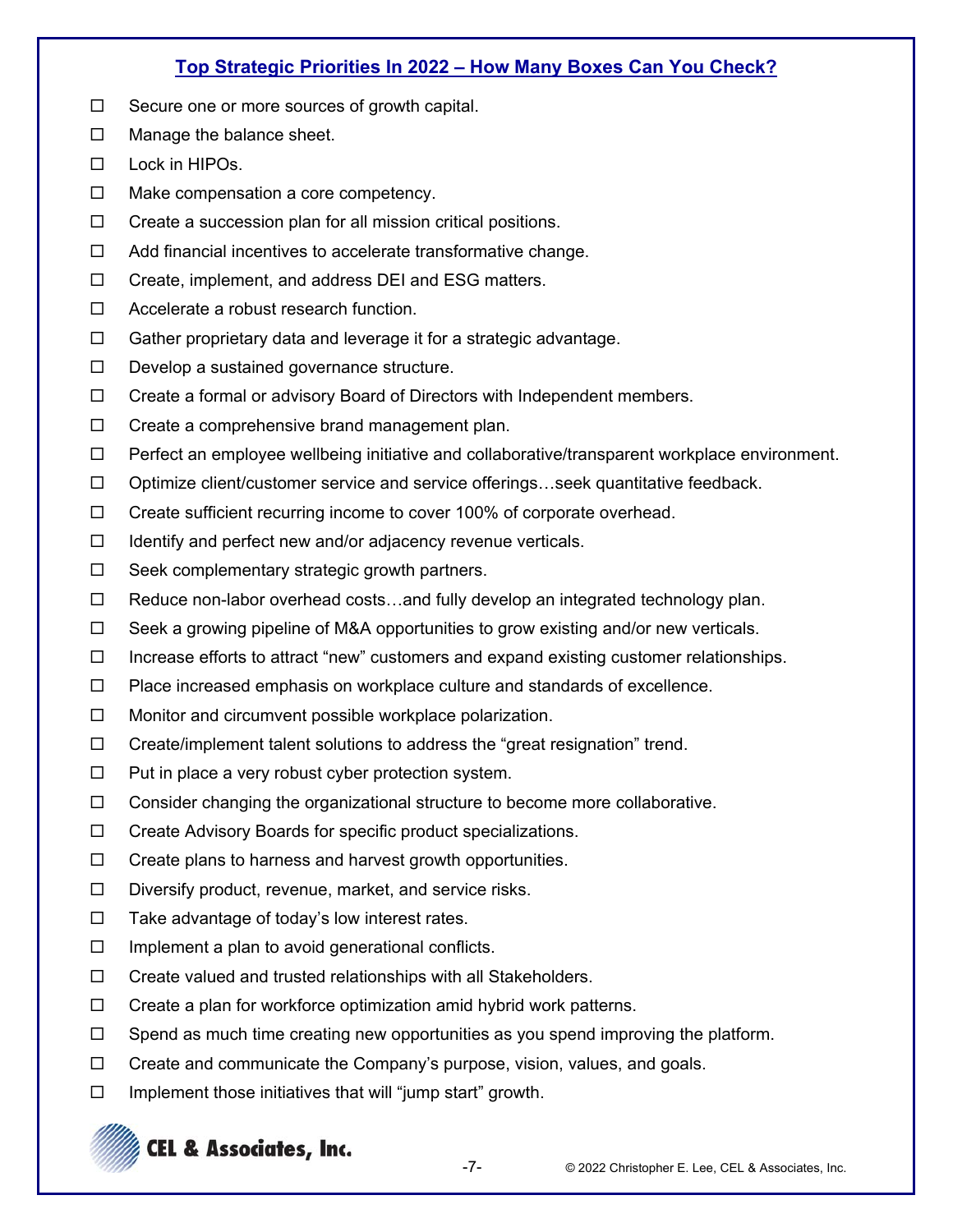## Top Strategic Priorities In 2022 – How Many Boxes Can You Check?

- ☐ Secure one or more sources of growth capital.
- ☐ Manage the balance sheet.
- ☐ Lock in HIPOs.
- ☐ Make compensation a core competency.
- ☐ Create a succession plan for all mission critical positions.
- ☐ Add financial incentives to accelerate transformative change.
- ☐ Create, implement, and address DEI and ESG matters.
- ☐ Accelerate a robust research function.
- ☐ Gather proprietary data and leverage it for a strategic advantage.
- ☐ Develop a sustained governance structure.
- ☐ Create a formal or advisory Board of Directors with Independent members.
- ☐ Create a comprehensive brand management plan.
- ☐ Perfect an employee wellbeing initiative and collaborative/transparent workplace environment.
- ☐ Optimize client/customer service and service offerings…seek quantitative feedback.
- ☐ Create sufficient recurring income to cover 100% of corporate overhead.
- ☐ Identify and perfect new and/or adjacency revenue verticals.
- ☐ Seek complementary strategic growth partners.
- ☐ Reduce non-labor overhead costs…and fully develop an integrated technology plan.
- ☐ Seek a growing pipeline of M&A opportunities to grow existing and/or new verticals.
- ☐ Increase efforts to attract "new" customers and expand existing customer relationships.
- ☐ Place increased emphasis on workplace culture and standards of excellence.
- ☐ Monitor and circumvent possible workplace polarization.
- ☐ Create/implement talent solutions to address the "great resignation" trend.
- ☐ Put in place a very robust cyber protection system.
- ☐ Consider changing the organizational structure to become more collaborative.
- ☐ Create Advisory Boards for specific product specializations.
- ☐ Create plans to harness and harvest growth opportunities.
- ☐ Diversify product, revenue, market, and service risks.
- ☐ Take advantage of today's low interest rates.
- ☐ Implement a plan to avoid generational conflicts.
- ☐ Create valued and trusted relationships with all Stakeholders.
- ☐ Create a plan for workforce optimization amid hybrid work patterns.
- ☐ Spend as much time creating new opportunities as you spend improving the platform.
- ☐ Create and communicate the Company's purpose, vision, values, and goals.
- ☐ Implement those initiatives that will "jump start" growth.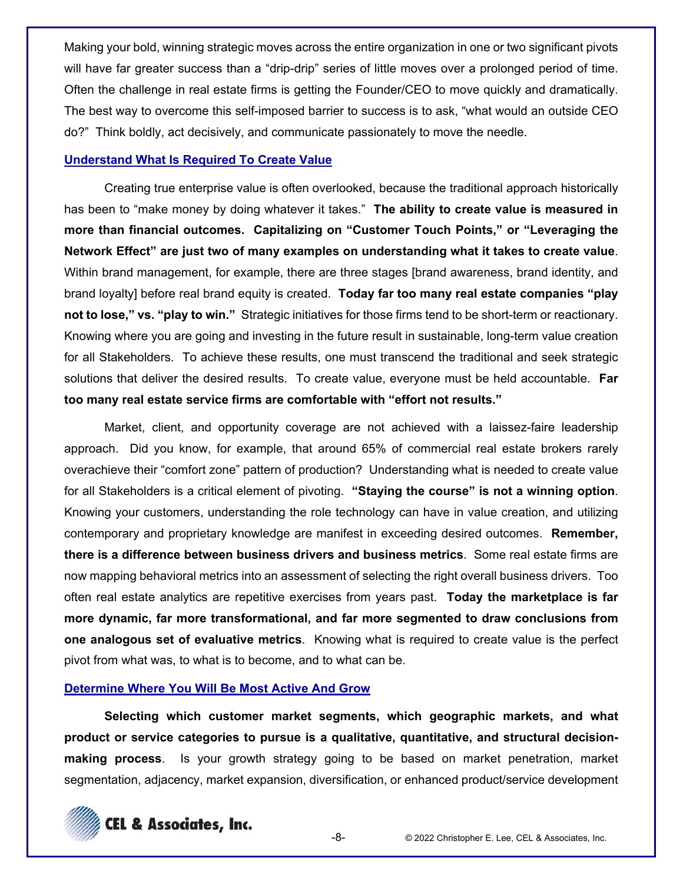Making your bold, winning strategic moves across the entire organization in one or two significant pivots will have far greater success than a "drip-drip" series of little moves over a prolonged period of time. Often the challenge in real estate firms is getting the Founder/CEO to move quickly and dramatically. The best way to overcome this self-imposed barrier to success is to ask, "what would an outside CEO do?" Think boldly, act decisively, and communicate passionately to move the needle.

## Understand What Is Required To Create Value

Creating true enterprise value is often overlooked, because the traditional approach historically has been to "make money by doing whatever it takes." **The ability to create value is measured in more than financial outcomes. Capitalizing on "Customer Touch Points," or "Leveraging the Network Effect" are just two of many examples on understanding what it takes to create value**. Within brand management, for example, there are three stages [brand awareness, brand identity, and brand loyalty] before real brand equity is created. **Today far too many real estate companies "play not to lose," vs. "play to win."** Strategic initiatives for those firms tend to be short-term or reactionary. Knowing where you are going and investing in the future result in sustainable, long-term value creation for all Stakeholders. To achieve these results, one must transcend the traditional and seek strategic solutions that deliver the desired results. To create value, everyone must be held accountable. **Far too many real estate service firms are comfortable with "effort not results."**

Market, client, and opportunity coverage are not achieved with a laissez-faire leadership approach. Did you know, for example, that around 65% of commercial real estate brokers rarely overachieve their "comfort zone" pattern of production? Understanding what is needed to create value for all Stakeholders is a critical element of pivoting. **"Staying the course" is not a winning option**. Knowing your customers, understanding the role technology can have in value creation, and utilizing contemporary and proprietary knowledge are manifest in exceeding desired outcomes. **Remember, there is a difference between business drivers and business metrics**. Some real estate firms are now mapping behavioral metrics into an assessment of selecting the right overall business drivers. Too often real estate analytics are repetitive exercises from years past. **Today the marketplace is far more dynamic, far more transformational, and far more segmented to draw conclusions from one analogous set of evaluative metrics**. Knowing what is required to create value is the perfect pivot from what was, to what is to become, and to what can be.

## Determine Where You Will Be Most Active And Grow

**Selecting which customer market segments, which geographic markets, and what product or service categories to pursue is a qualitative, quantitative, and structural decision-making process**. Is your growth strategy going to be based on market penetration, market segmentation, adjacency, market expansion, diversification, or enhanced product/service development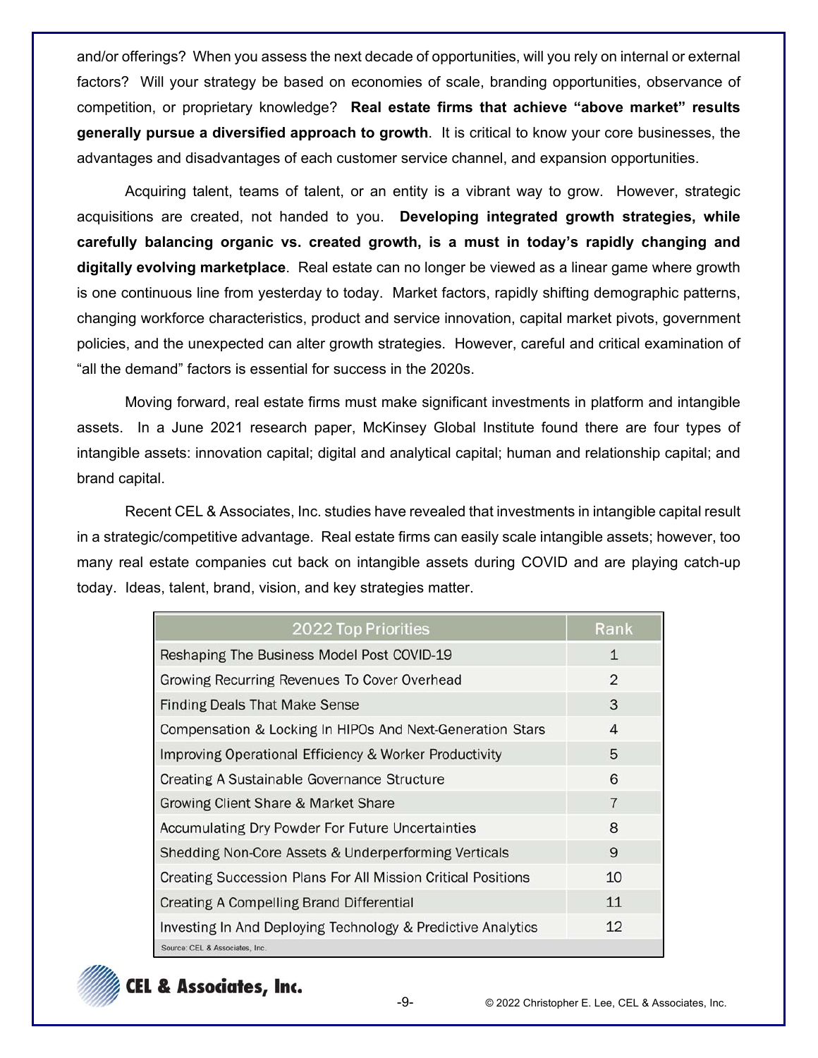and/or offerings? When you assess the next decade of opportunities, will you rely on internal or external factors? Will your strategy be based on economies of scale, branding opportunities, observance of competition, or proprietary knowledge? **Real estate firms that achieve "above market" results generally pursue a diversified approach to growth**. It is critical to know your core businesses, the advantages and disadvantages of each customer service channel, and expansion opportunities.

Acquiring talent, teams of talent, or an entity is a vibrant way to grow. However, strategic acquisitions are created, not handed to you. **Developing integrated growth strategies, while carefully balancing organic vs. created growth, is a must in today's rapidly changing and digitally evolving marketplace**. Real estate can no longer be viewed as a linear game where growth is one continuous line from yesterday to today. Market factors, rapidly shifting demographic patterns, changing workforce characteristics, product and service innovation, capital market pivots, government policies, and the unexpected can alter growth strategies. However, careful and critical examination of "all the demand" factors is essential for success in the 2020s.

Moving forward, real estate firms must make significant investments in platform and intangible assets. In a June 2021 research paper, McKinsey Global Institute found there are four types of intangible assets: innovation capital; digital and analytical capital; human and relationship capital; and brand capital.

Recent CEL & Associates, Inc. studies have revealed that investments in intangible capital result in a strategic/competitive advantage. Real estate firms can easily scale intangible assets; however, too many real estate companies cut back on intangible assets during COVID and are playing catch-up today. Ideas, talent, brand, vision, and key strategies matter.

| 2022 Top Priorities | Rank |
|---|---|
| Reshaping The Business Model Post COVID-19 | 1 |
| Growing Recurring Revenues To Cover Overhead | 2 |
| Finding Deals That Make Sense | 3 |
| Compensation & Locking In HIPOs And Next-Generation Stars | 4 |
| Improving Operational Efficiency & Worker Productivity | 5 |
| Creating A Sustainable Governance Structure | 6 |
| Growing Client Share & Market Share | 7 |
| Accumulating Dry Powder For Future Uncertainties | 8 |
| Shedding Non-Core Assets & Underperforming Verticals | 9 |
| Creating Succession Plans For All Mission Critical Positions | 10 |
| Creating A Compelling Brand Differential | 11 |
| Investing In And Deploying Technology & Predictive Analytics | 12 |

Source: CEL & Associates, Inc.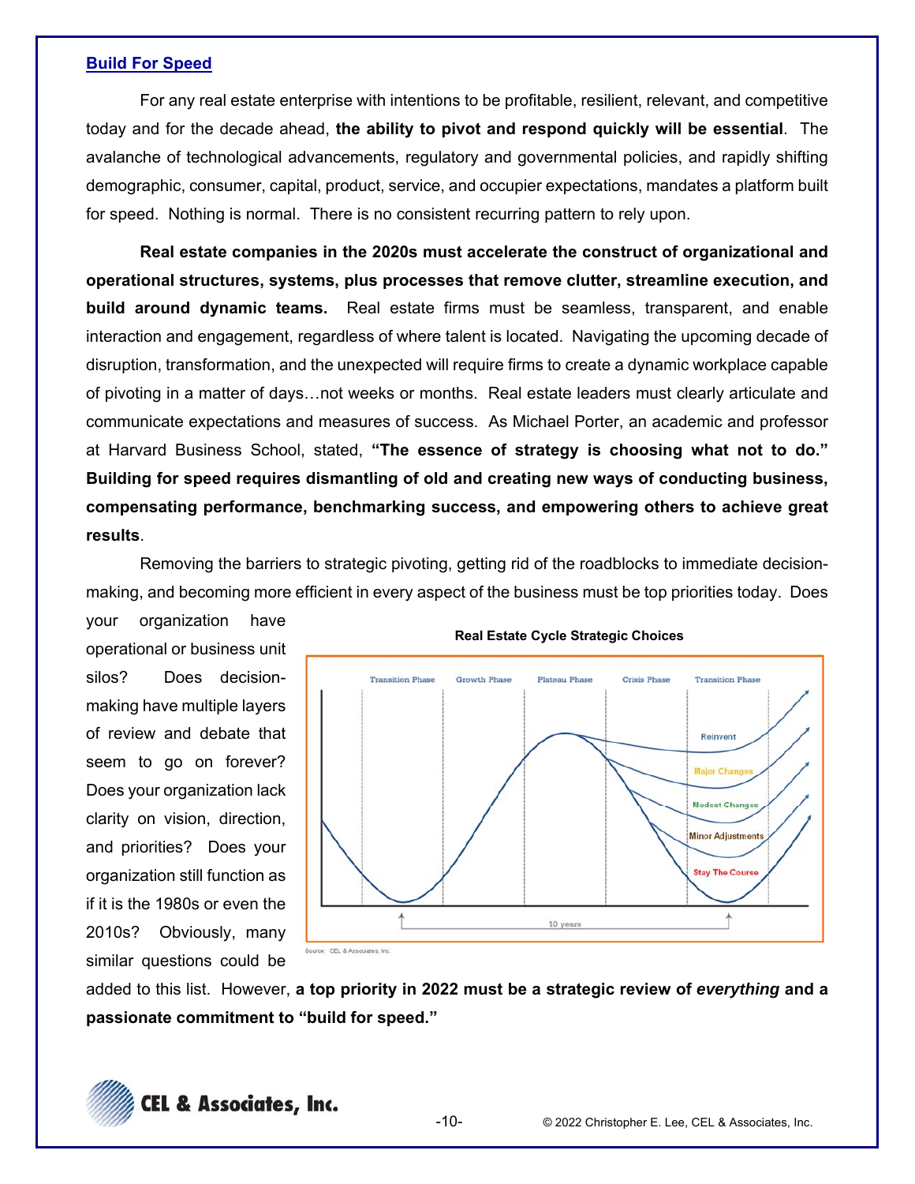## Build For Speed

For any real estate enterprise with intentions to be profitable, resilient, relevant, and competitive today and for the decade ahead, **the ability to pivot and respond quickly will be essential**. The avalanche of technological advancements, regulatory and governmental policies, and rapidly shifting demographic, consumer, capital, product, service, and occupier expectations, mandates a platform built for speed. Nothing is normal. There is no consistent recurring pattern to rely upon.

**Real estate companies in the 2020s must accelerate the construct of organizational and operational structures, systems, plus processes that remove clutter, streamline execution, and build around dynamic teams.** Real estate firms must be seamless, transparent, and enable interaction and engagement, regardless of where talent is located. Navigating the upcoming decade of disruption, transformation, and the unexpected will require firms to create a dynamic workplace capable of pivoting in a matter of days…not weeks or months. Real estate leaders must clearly articulate and communicate expectations and measures of success. As Michael Porter, an academic and professor at Harvard Business School, stated, **"The essence of strategy is choosing what not to do." Building for speed requires dismantling of old and creating new ways of conducting business, compensating performance, benchmarking success, and empowering others to achieve great results**.

Removing the barriers to strategic pivoting, getting rid of the roadblocks to immediate decision-making, and becoming more efficient in every aspect of the business must be top priorities today. Does your organization have operational or business unit silos? Does decision-making have multiple layers of review and debate that seem to go on forever? Does your organization lack clarity on vision, direction, and priorities? Does your organization still function as if it is the 1980s or even the 2010s? Obviously, many similar questions could be added to this list. However, **a top priority in 2022 must be a strategic review of *everything* and a passionate commitment to "build for speed."**

**Real Estate Cycle Strategic Choices**

Transition Phase | Growth Phase | Plateau Phase | Crisis Phase | Transition Phase

Reinvent
Major Changes
Modest Changes
Minor Adjustments
Stay The Course

10 years

Source: CEL & Associates, Inc.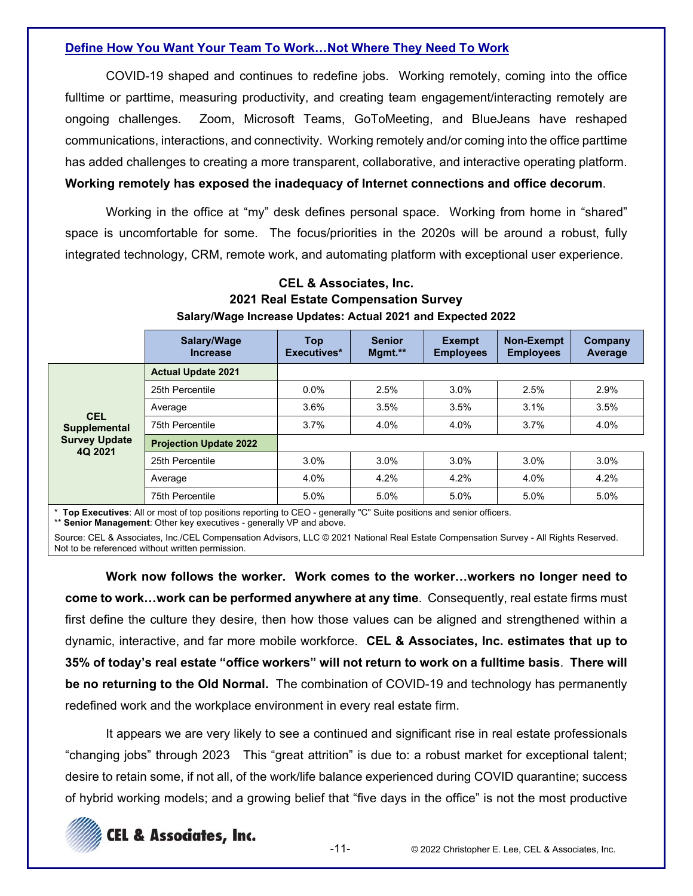## Define How You Want Your Team To Work…Not Where They Need To Work

COVID-19 shaped and continues to redefine jobs. Working remotely, coming into the office fulltime or parttime, measuring productivity, and creating team engagement/interacting remotely are ongoing challenges. Zoom, Microsoft Teams, GoToMeeting, and BlueJeans have reshaped communications, interactions, and connectivity. Working remotely and/or coming into the office parttime has added challenges to creating a more transparent, collaborative, and interactive operating platform. **Working remotely has exposed the inadequacy of Internet connections and office decorum**.

Working in the office at "my" desk defines personal space. Working from home in "shared" space is uncomfortable for some. The focus/priorities in the 2020s will be around a robust, fully integrated technology, CRM, remote work, and automating platform with exceptional user experience.

**CEL & Associates, Inc.**
**2021 Real Estate Compensation Survey**
**Salary/Wage Increase Updates: Actual 2021 and Expected 2022**

| | Salary/Wage Increase | Top Executives* | Senior Mgmt.** | Exempt Employees | Non-Exempt Employees | Company Average |
|---|---|---|---|---|---|---|
| CEL Supplemental Survey Update 4Q 2021 | **Actual Update 2021** | | | | | |
| | 25th Percentile | 0.0% | 2.5% | 3.0% | 2.5% | 2.9% |
| | Average | 3.6% | 3.5% | 3.5% | 3.1% | 3.5% |
| | 75th Percentile | 3.7% | 4.0% | 4.0% | 3.7% | 4.0% |
| | **Projection Update 2022** | | | | | |
| | 25th Percentile | 3.0% | 3.0% | 3.0% | 3.0% | 3.0% |
| | Average | 4.0% | 4.2% | 4.2% | 4.0% | 4.2% |
| | 75th Percentile | 5.0% | 5.0% | 5.0% | 5.0% | 5.0% |

\* **Top Executives**: All or most of top positions reporting to CEO - generally "C" Suite positions and senior officers.
** **Senior Management**: Other key executives - generally VP and above.

Source: CEL & Associates, Inc./CEL Compensation Advisors, LLC © 2021 National Real Estate Compensation Survey - All Rights Reserved. Not to be referenced without written permission.

**Work now follows the worker. Work comes to the worker…workers no longer need to come to work…work can be performed anywhere at any time**. Consequently, real estate firms must first define the culture they desire, then how those values can be aligned and strengthened within a dynamic, interactive, and far more mobile workforce. **CEL & Associates, Inc. estimates that up to 35% of today's real estate "office workers" will not return to work on a fulltime basis**. **There will be no returning to the Old Normal.** The combination of COVID-19 and technology has permanently redefined work and the workplace environment in every real estate firm.

It appears we are very likely to see a continued and significant rise in real estate professionals "changing jobs" through 2023 This "great attrition" is due to: a robust market for exceptional talent; desire to retain some, if not all, of the work/life balance experienced during COVID quarantine; success of hybrid working models; and a growing belief that "five days in the office" is not the most productive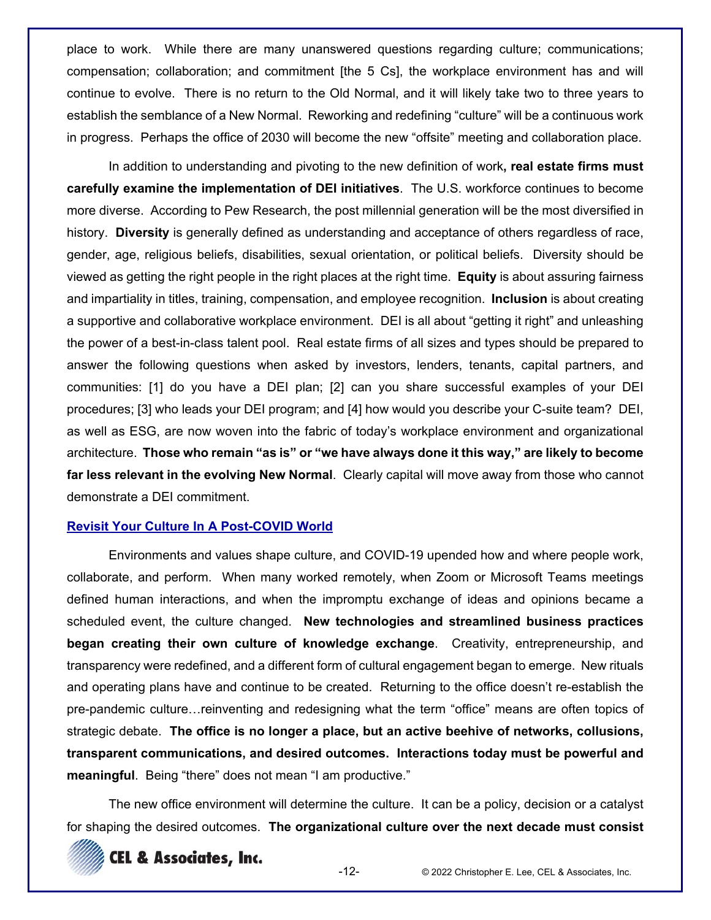place to work. While there are many unanswered questions regarding culture; communications; compensation; collaboration; and commitment [the 5 Cs], the workplace environment has and will continue to evolve. There is no return to the Old Normal, and it will likely take two to three years to establish the semblance of a New Normal. Reworking and redefining "culture" will be a continuous work in progress. Perhaps the office of 2030 will become the new "offsite" meeting and collaboration place.

In addition to understanding and pivoting to the new definition of work**, real estate firms must carefully examine the implementation of DEI initiatives**. The U.S. workforce continues to become more diverse. According to Pew Research, the post millennial generation will be the most diversified in history. **Diversity** is generally defined as understanding and acceptance of others regardless of race, gender, age, religious beliefs, disabilities, sexual orientation, or political beliefs. Diversity should be viewed as getting the right people in the right places at the right time. **Equity** is about assuring fairness and impartiality in titles, training, compensation, and employee recognition. **Inclusion** is about creating a supportive and collaborative workplace environment. DEI is all about "getting it right" and unleashing the power of a best-in-class talent pool. Real estate firms of all sizes and types should be prepared to answer the following questions when asked by investors, lenders, tenants, capital partners, and communities: [1] do you have a DEI plan; [2] can you share successful examples of your DEI procedures; [3] who leads your DEI program; and [4] how would you describe your C-suite team? DEI, as well as ESG, are now woven into the fabric of today's workplace environment and organizational architecture. **Those who remain "as is" or "we have always done it this way," are likely to become far less relevant in the evolving New Normal**. Clearly capital will move away from those who cannot demonstrate a DEI commitment.

## Revisit Your Culture In A Post-COVID World

Environments and values shape culture, and COVID-19 upended how and where people work, collaborate, and perform. When many worked remotely, when Zoom or Microsoft Teams meetings defined human interactions, and when the impromptu exchange of ideas and opinions became a scheduled event, the culture changed. **New technologies and streamlined business practices began creating their own culture of knowledge exchange**. Creativity, entrepreneurship, and transparency were redefined, and a different form of cultural engagement began to emerge. New rituals and operating plans have and continue to be created. Returning to the office doesn't re-establish the pre-pandemic culture…reinventing and redesigning what the term "office" means are often topics of strategic debate. **The office is no longer a place, but an active beehive of networks, collusions, transparent communications, and desired outcomes. Interactions today must be powerful and meaningful**. Being "there" does not mean "I am productive."

The new office environment will determine the culture. It can be a policy, decision or a catalyst for shaping the desired outcomes. **The organizational culture over the next decade must consist**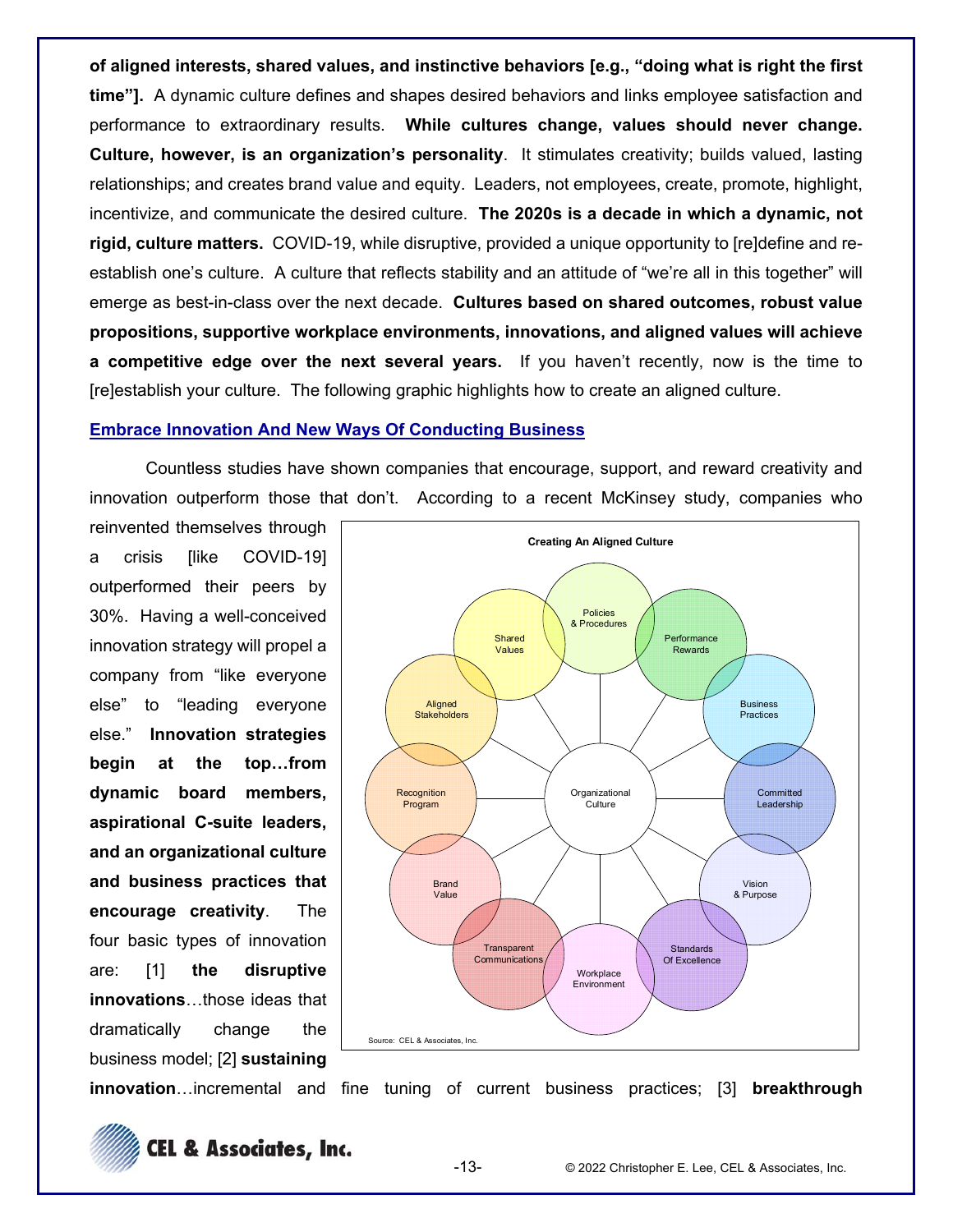**of aligned interests, shared values, and instinctive behaviors [e.g., "doing what is right the first time"].** A dynamic culture defines and shapes desired behaviors and links employee satisfaction and performance to extraordinary results. **While cultures change, values should never change. Culture, however, is an organization's personality**. It stimulates creativity; builds valued, lasting relationships; and creates brand value and equity. Leaders, not employees, create, promote, highlight, incentivize, and communicate the desired culture. **The 2020s is a decade in which a dynamic, not rigid, culture matters.** COVID-19, while disruptive, provided a unique opportunity to [re]define and re-establish one's culture. A culture that reflects stability and an attitude of "we're all in this together" will emerge as best-in-class over the next decade. **Cultures based on shared outcomes, robust value propositions, supportive workplace environments, innovations, and aligned values will achieve a competitive edge over the next several years.** If you haven't recently, now is the time to [re]establish your culture. The following graphic highlights how to create an aligned culture.

## Embrace Innovation And New Ways Of Conducting Business

Countless studies have shown companies that encourage, support, and reward creativity and innovation outperform those that don't. According to a recent McKinsey study, companies who reinvented themselves through a crisis [like COVID-19] outperformed their peers by 30%. Having a well-conceived innovation strategy will propel a company from "like everyone else" to "leading everyone else." **Innovation strategies begin at the top…from dynamic board members, aspirational C-suite leaders, and an organizational culture and business practices that encourage creativity**. The four basic types of innovation are: [1] **the disruptive innovations**…those ideas that dramatically change the business model; [2] **sustaining innovation**…incremental and fine tuning of current business practices; [3] **breakthrough**

**Creating An Aligned Culture**

Organizational Culture: Policies & Procedures; Performance Rewards; Business Practices; Committed Leadership; Vision & Purpose; Standards Of Excellence; Workplace Environment; Transparent Communications; Brand Value; Recognition Program; Aligned Stakeholders; Shared Values

Source: CEL & Associates, Inc.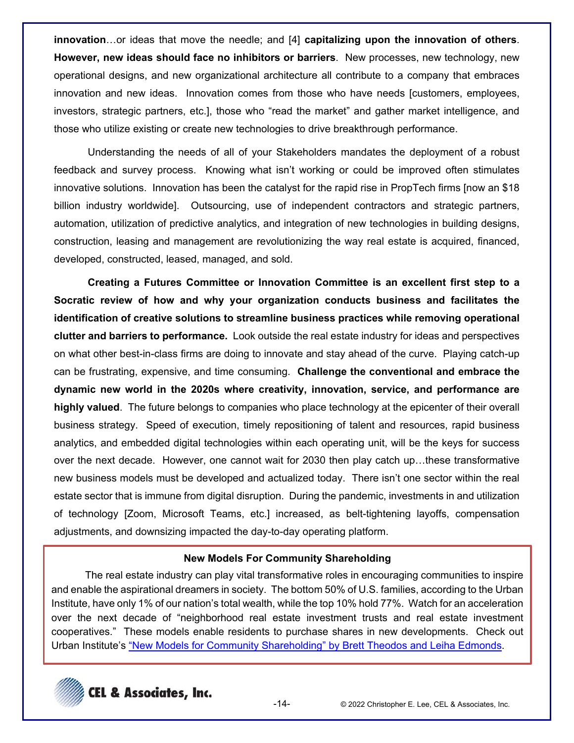**innovation**…or ideas that move the needle; and [4] **capitalizing upon the innovation of others**. **However, new ideas should face no inhibitors or barriers**. New processes, new technology, new operational designs, and new organizational architecture all contribute to a company that embraces innovation and new ideas. Innovation comes from those who have needs [customers, employees, investors, strategic partners, etc.], those who "read the market" and gather market intelligence, and those who utilize existing or create new technologies to drive breakthrough performance.

Understanding the needs of all of your Stakeholders mandates the deployment of a robust feedback and survey process. Knowing what isn't working or could be improved often stimulates innovative solutions. Innovation has been the catalyst for the rapid rise in PropTech firms [now an $18 billion industry worldwide]. Outsourcing, use of independent contractors and strategic partners, automation, utilization of predictive analytics, and integration of new technologies in building designs, construction, leasing and management are revolutionizing the way real estate is acquired, financed, developed, constructed, leased, managed, and sold.

**Creating a Futures Committee or Innovation Committee is an excellent first step to a Socratic review of how and why your organization conducts business and facilitates the identification of creative solutions to streamline business practices while removing operational clutter and barriers to performance.** Look outside the real estate industry for ideas and perspectives on what other best-in-class firms are doing to innovate and stay ahead of the curve. Playing catch-up can be frustrating, expensive, and time consuming. **Challenge the conventional and embrace the dynamic new world in the 2020s where creativity, innovation, service, and performance are highly valued**. The future belongs to companies who place technology at the epicenter of their overall business strategy. Speed of execution, timely repositioning of talent and resources, rapid business analytics, and embedded digital technologies within each operating unit, will be the keys for success over the next decade. However, one cannot wait for 2030 then play catch up…these transformative new business models must be developed and actualized today. There isn't one sector within the real estate sector that is immune from digital disruption. During the pandemic, investments in and utilization of technology [Zoom, Microsoft Teams, etc.] increased, as belt-tightening layoffs, compensation adjustments, and downsizing impacted the day-to-day operating platform.

**New Models For Community Shareholding**

The real estate industry can play vital transformative roles in encouraging communities to inspire and enable the aspirational dreamers in society. The bottom 50% of U.S. families, according to the Urban Institute, have only 1% of our nation's total wealth, while the top 10% hold 77%. Watch for an acceleration over the next decade of "neighborhood real estate investment trusts and real estate investment cooperatives." These models enable residents to purchase shares in new developments. Check out Urban Institute's "New Models for Community Shareholding" by Brett Theodos and Leiha Edmonds.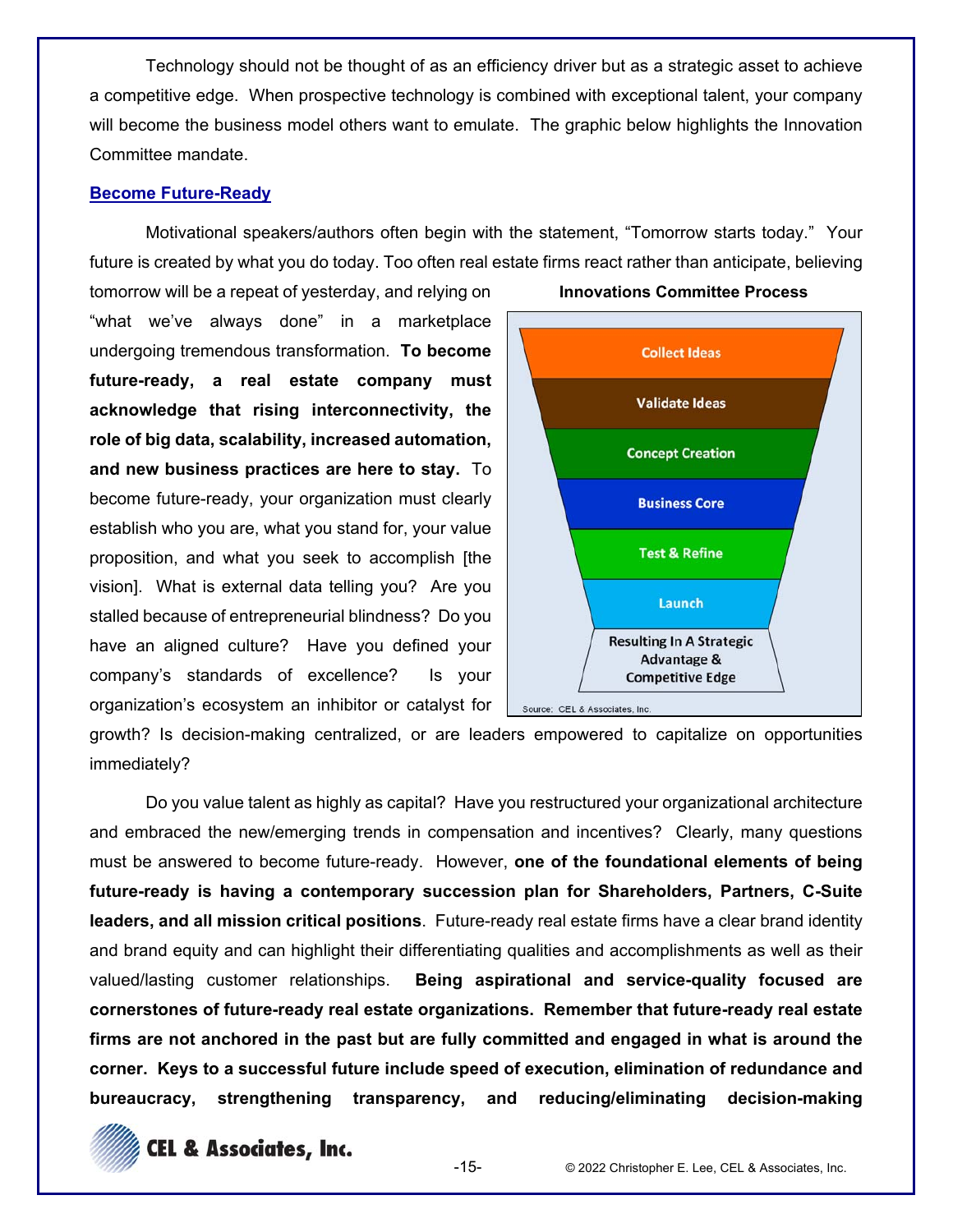Technology should not be thought of as an efficiency driver but as a strategic asset to achieve a competitive edge. When prospective technology is combined with exceptional talent, your company will become the business model others want to emulate. The graphic below highlights the Innovation Committee mandate.

## Become Future-Ready

Motivational speakers/authors often begin with the statement, "Tomorrow starts today." Your future is created by what you do today. Too often real estate firms react rather than anticipate, believing tomorrow will be a repeat of yesterday, and relying on "what we've always done" in a marketplace undergoing tremendous transformation. **To become future-ready, a real estate company must acknowledge that rising interconnectivity, the role of big data, scalability, increased automation, and new business practices are here to stay.** To become future-ready, your organization must clearly establish who you are, what you stand for, your value proposition, and what you seek to accomplish [the vision]. What is external data telling you? Are you stalled because of entrepreneurial blindness? Do you have an aligned culture? Have you defined your company's standards of excellence? Is your organization's ecosystem an inhibitor or catalyst for growth? Is decision-making centralized, or are leaders empowered to capitalize on opportunities immediately?

**Innovations Committee Process**

- Collect Ideas
- Validate Ideas
- Concept Creation
- Business Core
- Test & Refine
- Launch
- Resulting In A Strategic Advantage & Competitive Edge

Source: CEL & Associates, Inc.

Do you value talent as highly as capital? Have you restructured your organizational architecture and embraced the new/emerging trends in compensation and incentives? Clearly, many questions must be answered to become future-ready. However, **one of the foundational elements of being future-ready is having a contemporary succession plan for Shareholders, Partners, C-Suite leaders, and all mission critical positions**. Future-ready real estate firms have a clear brand identity and brand equity and can highlight their differentiating qualities and accomplishments as well as their valued/lasting customer relationships. **Being aspirational and service-quality focused are cornerstones of future-ready real estate organizations. Remember that future-ready real estate firms are not anchored in the past but are fully committed and engaged in what is around the corner. Keys to a successful future include speed of execution, elimination of redundance and bureaucracy, strengthening transparency, and reducing/eliminating decision-making**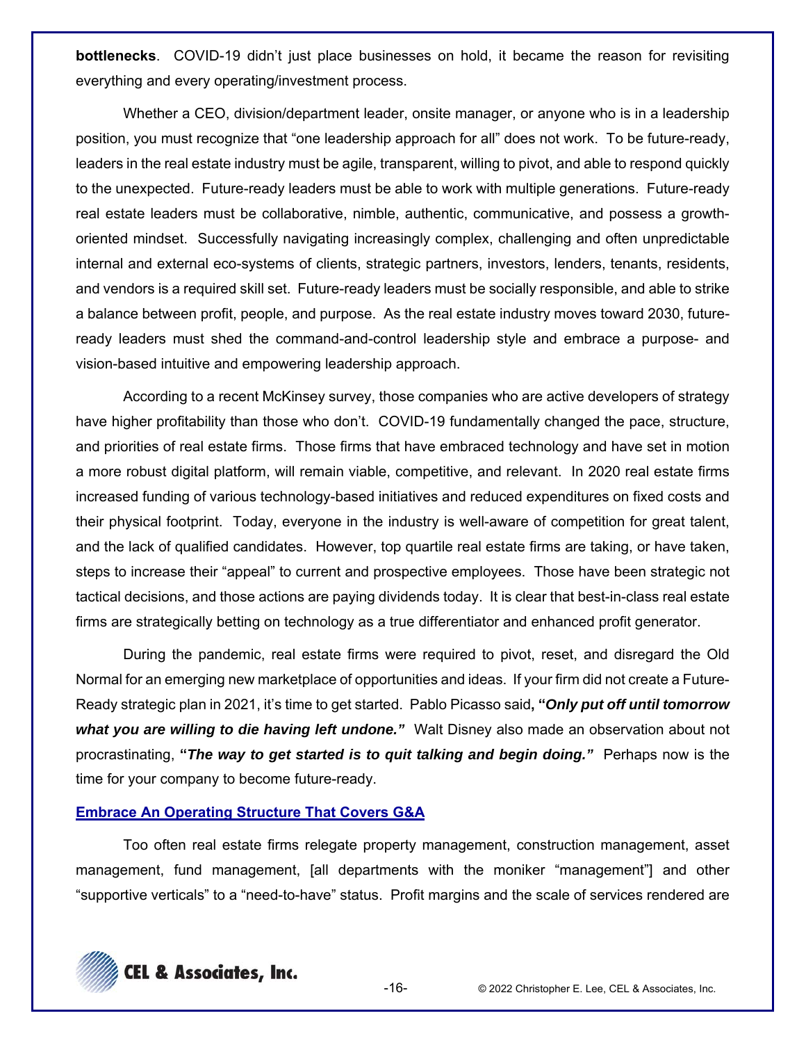**bottlenecks**. COVID-19 didn't just place businesses on hold, it became the reason for revisiting everything and every operating/investment process.

Whether a CEO, division/department leader, onsite manager, or anyone who is in a leadership position, you must recognize that "one leadership approach for all" does not work. To be future-ready, leaders in the real estate industry must be agile, transparent, willing to pivot, and able to respond quickly to the unexpected. Future-ready leaders must be able to work with multiple generations. Future-ready real estate leaders must be collaborative, nimble, authentic, communicative, and possess a growth-oriented mindset. Successfully navigating increasingly complex, challenging and often unpredictable internal and external eco-systems of clients, strategic partners, investors, lenders, tenants, residents, and vendors is a required skill set. Future-ready leaders must be socially responsible, and able to strike a balance between profit, people, and purpose. As the real estate industry moves toward 2030, future-ready leaders must shed the command-and-control leadership style and embrace a purpose- and vision-based intuitive and empowering leadership approach.

According to a recent McKinsey survey, those companies who are active developers of strategy have higher profitability than those who don't. COVID-19 fundamentally changed the pace, structure, and priorities of real estate firms. Those firms that have embraced technology and have set in motion a more robust digital platform, will remain viable, competitive, and relevant. In 2020 real estate firms increased funding of various technology-based initiatives and reduced expenditures on fixed costs and their physical footprint. Today, everyone in the industry is well-aware of competition for great talent, and the lack of qualified candidates. However, top quartile real estate firms are taking, or have taken, steps to increase their "appeal" to current and prospective employees. Those have been strategic not tactical decisions, and those actions are paying dividends today. It is clear that best-in-class real estate firms are strategically betting on technology as a true differentiator and enhanced profit generator.

During the pandemic, real estate firms were required to pivot, reset, and disregard the Old Normal for an emerging new marketplace of opportunities and ideas. If your firm did not create a Future-Ready strategic plan in 2021, it's time to get started. Pablo Picasso said, ***"Only put off until tomorrow what you are willing to die having left undone."*** Walt Disney also made an observation about not procrastinating, ***"The way to get started is to quit talking and begin doing."*** Perhaps now is the time for your company to become future-ready.

## Embrace An Operating Structure That Covers G&A

Too often real estate firms relegate property management, construction management, asset management, fund management, [all departments with the moniker "management"] and other "supportive verticals" to a "need-to-have" status. Profit margins and the scale of services rendered are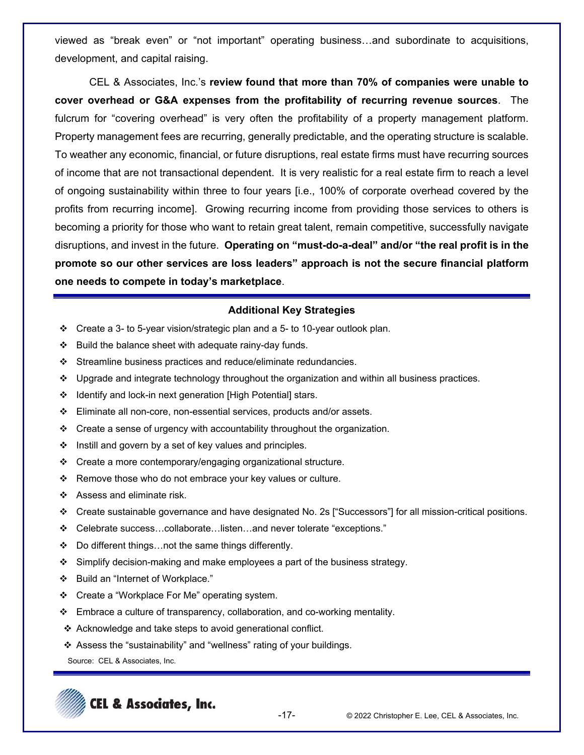viewed as "break even" or "not important" operating business…and subordinate to acquisitions, development, and capital raising.

CEL & Associates, Inc.'s **review found that more than 70% of companies were unable to cover overhead or G&A expenses from the profitability of recurring revenue sources**. The fulcrum for "covering overhead" is very often the profitability of a property management platform. Property management fees are recurring, generally predictable, and the operating structure is scalable. To weather any economic, financial, or future disruptions, real estate firms must have recurring sources of income that are not transactional dependent. It is very realistic for a real estate firm to reach a level of ongoing sustainability within three to four years [i.e., 100% of corporate overhead covered by the profits from recurring income]. Growing recurring income from providing those services to others is becoming a priority for those who want to retain great talent, remain competitive, successfully navigate disruptions, and invest in the future. **Operating on "must-do-a-deal" and/or "the real profit is in the promote so our other services are loss leaders" approach is not the secure financial platform one needs to compete in today's marketplace**.

**Additional Key Strategies**

- Create a 3- to 5-year vision/strategic plan and a 5- to 10-year outlook plan.
- Build the balance sheet with adequate rainy-day funds.
- Streamline business practices and reduce/eliminate redundancies.
- Upgrade and integrate technology throughout the organization and within all business practices.
- Identify and lock-in next generation [High Potential] stars.
- Eliminate all non-core, non-essential services, products and/or assets.
- Create a sense of urgency with accountability throughout the organization.
- Instill and govern by a set of key values and principles.
- Create a more contemporary/engaging organizational structure.
- Remove those who do not embrace your key values or culture.
- Assess and eliminate risk.
- Create sustainable governance and have designated No. 2s ["Successors"] for all mission-critical positions.
- Celebrate success…collaborate…listen…and never tolerate "exceptions."
- Do different things…not the same things differently.
- Simplify decision-making and make employees a part of the business strategy.
- Build an "Internet of Workplace."
- Create a "Workplace For Me" operating system.
- Embrace a culture of transparency, collaboration, and co-working mentality.
- Acknowledge and take steps to avoid generational conflict.
- Assess the "sustainability" and "wellness" rating of your buildings.

Source: CEL & Associates, Inc.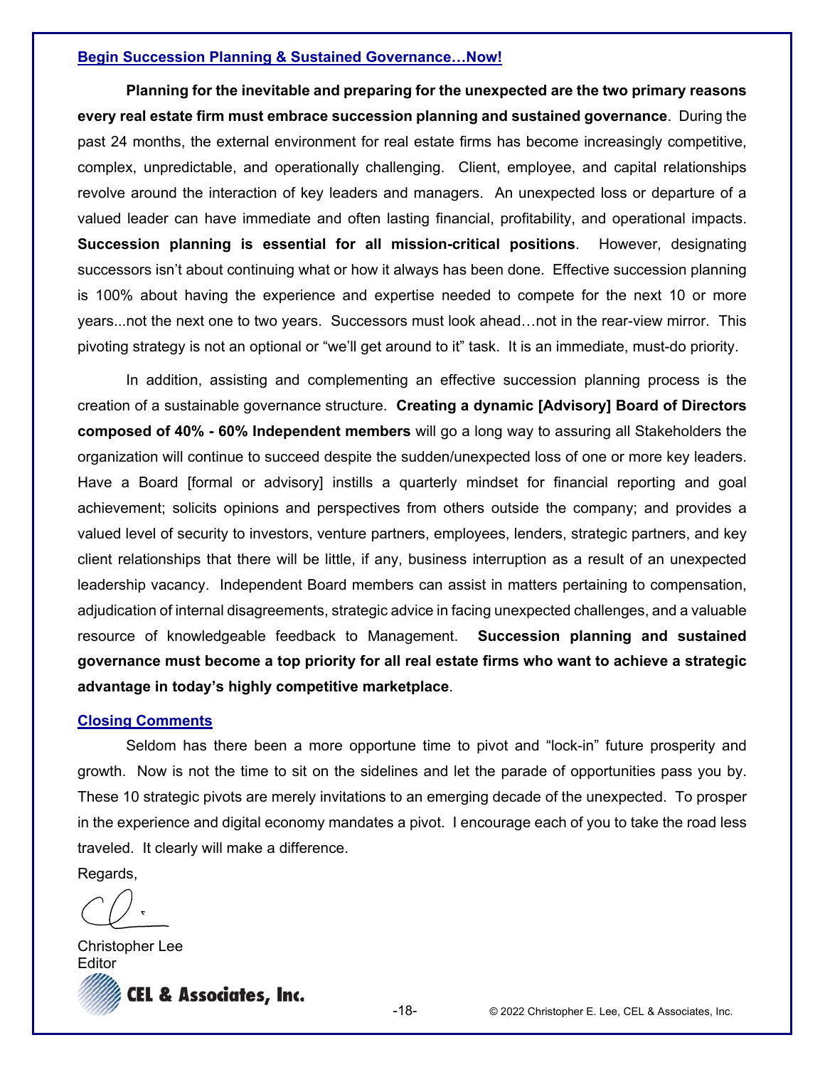### Begin Succession Planning & Sustained Governance…Now!

**Planning for the inevitable and preparing for the unexpected are the two primary reasons every real estate firm must embrace succession planning and sustained governance**. During the past 24 months, the external environment for real estate firms has become increasingly competitive, complex, unpredictable, and operationally challenging. Client, employee, and capital relationships revolve around the interaction of key leaders and managers. An unexpected loss or departure of a valued leader can have immediate and often lasting financial, profitability, and operational impacts. **Succession planning is essential for all mission-critical positions**. However, designating successors isn't about continuing what or how it always has been done. Effective succession planning is 100% about having the experience and expertise needed to compete for the next 10 or more years...not the next one to two years. Successors must look ahead…not in the rear-view mirror. This pivoting strategy is not an optional or "we'll get around to it" task. It is an immediate, must-do priority.

In addition, assisting and complementing an effective succession planning process is the creation of a sustainable governance structure. **Creating a dynamic [Advisory] Board of Directors composed of 40% - 60% Independent members** will go a long way to assuring all Stakeholders the organization will continue to succeed despite the sudden/unexpected loss of one or more key leaders. Have a Board [formal or advisory] instills a quarterly mindset for financial reporting and goal achievement; solicits opinions and perspectives from others outside the company; and provides a valued level of security to investors, venture partners, employees, lenders, strategic partners, and key client relationships that there will be little, if any, business interruption as a result of an unexpected leadership vacancy. Independent Board members can assist in matters pertaining to compensation, adjudication of internal disagreements, strategic advice in facing unexpected challenges, and a valuable resource of knowledgeable feedback to Management. **Succession planning and sustained governance must become a top priority for all real estate firms who want to achieve a strategic advantage in today's highly competitive marketplace**.

### Closing Comments

Seldom has there been a more opportune time to pivot and "lock-in" future prosperity and growth. Now is not the time to sit on the sidelines and let the parade of opportunities pass you by. These 10 strategic pivots are merely invitations to an emerging decade of the unexpected. To prosper in the experience and digital economy mandates a pivot. I encourage each of you to take the road less traveled. It clearly will make a difference.

Regards,

Christopher Lee
Editor

CEL & Associates, Inc.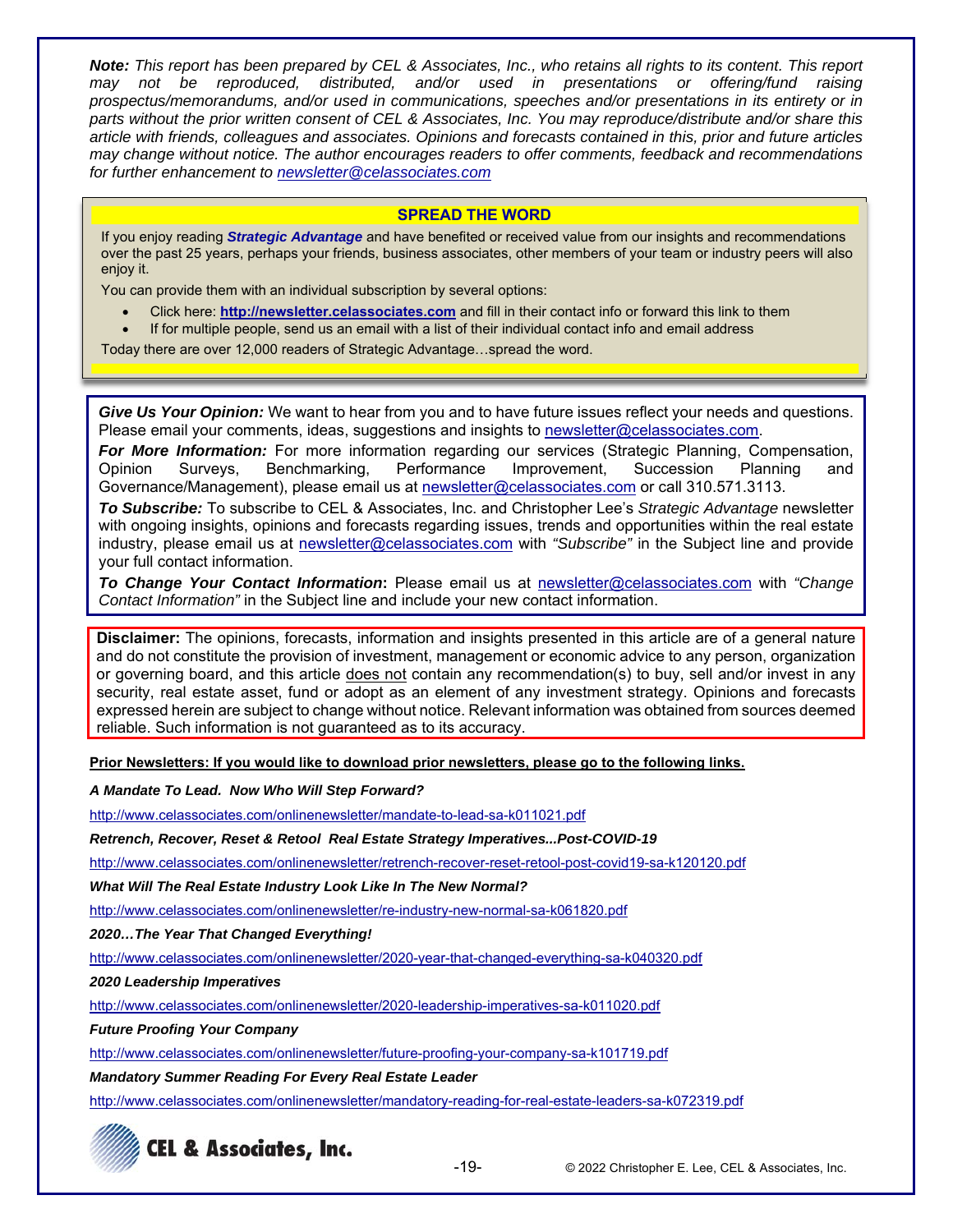***Note:** This report has been prepared by CEL & Associates, Inc., who retains all rights to its content. This report may not be reproduced, distributed, and/or used in presentations or offering/fund raising prospectus/memorandums, and/or used in communications, speeches and/or presentations in its entirety or in parts without the prior written consent of CEL & Associates, Inc. You may reproduce/distribute and/or share this article with friends, colleagues and associates. Opinions and forecasts contained in this, prior and future articles may change without notice. The author encourages readers to offer comments, feedback and recommendations for further enhancement to newsletter@celassociates.com*

**SPREAD THE WORD**

If you enjoy reading ***Strategic Advantage*** and have benefited or received value from our insights and recommendations over the past 25 years, perhaps your friends, business associates, other members of your team or industry peers will also enjoy it.

You can provide them with an individual subscription by several options:

- Click here: **http://newsletter.celassociates.com** and fill in their contact info or forward this link to them
- If for multiple people, send us an email with a list of their individual contact info and email address

Today there are over 12,000 readers of Strategic Advantage…spread the word.

***Give Us Your Opinion:*** We want to hear from you and to have future issues reflect your needs and questions. Please email your comments, ideas, suggestions and insights to newsletter@celassociates.com.

***For More Information:*** For more information regarding our services (Strategic Planning, Compensation, Opinion Surveys, Benchmarking, Performance Improvement, Succession Planning and Governance/Management), please email us at newsletter@celassociates.com or call 310.571.3113.

***To Subscribe:*** To subscribe to CEL & Associates, Inc. and Christopher Lee's *Strategic Advantage* newsletter with ongoing insights, opinions and forecasts regarding issues, trends and opportunities within the real estate industry, please email us at newsletter@celassociates.com with *"Subscribe"* in the Subject line and provide your full contact information.

***To Change Your Contact Information*:** Please email us at newsletter@celassociates.com with *"Change Contact Information"* in the Subject line and include your new contact information.

**Disclaimer:** The opinions, forecasts, information and insights presented in this article are of a general nature and do not constitute the provision of investment, management or economic advice to any person, organization or governing board, and this article does not contain any recommendation(s) to buy, sell and/or invest in any security, real estate asset, fund or adopt as an element of any investment strategy. Opinions and forecasts expressed herein are subject to change without notice. Relevant information was obtained from sources deemed reliable. Such information is not guaranteed as to its accuracy.

**Prior Newsletters: If you would like to download prior newsletters, please go to the following links.**

***A Mandate To Lead. Now Who Will Step Forward?***

http://www.celassociates.com/onlinenewsletter/mandate-to-lead-sa-k011021.pdf

***Retrench, Recover, Reset & Retool Real Estate Strategy Imperatives...Post-COVID-19***

http://www.celassociates.com/onlinenewsletter/retrench-recover-reset-retool-post-covid19-sa-k120120.pdf

***What Will The Real Estate Industry Look Like In The New Normal?***

http://www.celassociates.com/onlinenewsletter/re-industry-new-normal-sa-k061820.pdf

***2020…The Year That Changed Everything!***

http://www.celassociates.com/onlinenewsletter/2020-year-that-changed-everything-sa-k040320.pdf

***2020 Leadership Imperatives***

http://www.celassociates.com/onlinenewsletter/2020-leadership-imperatives-sa-k011020.pdf

***Future Proofing Your Company***

http://www.celassociates.com/onlinenewsletter/future-proofing-your-company-sa-k101719.pdf

***Mandatory Summer Reading For Every Real Estate Leader***

http://www.celassociates.com/onlinenewsletter/mandatory-reading-for-real-estate-leaders-sa-k072319.pdf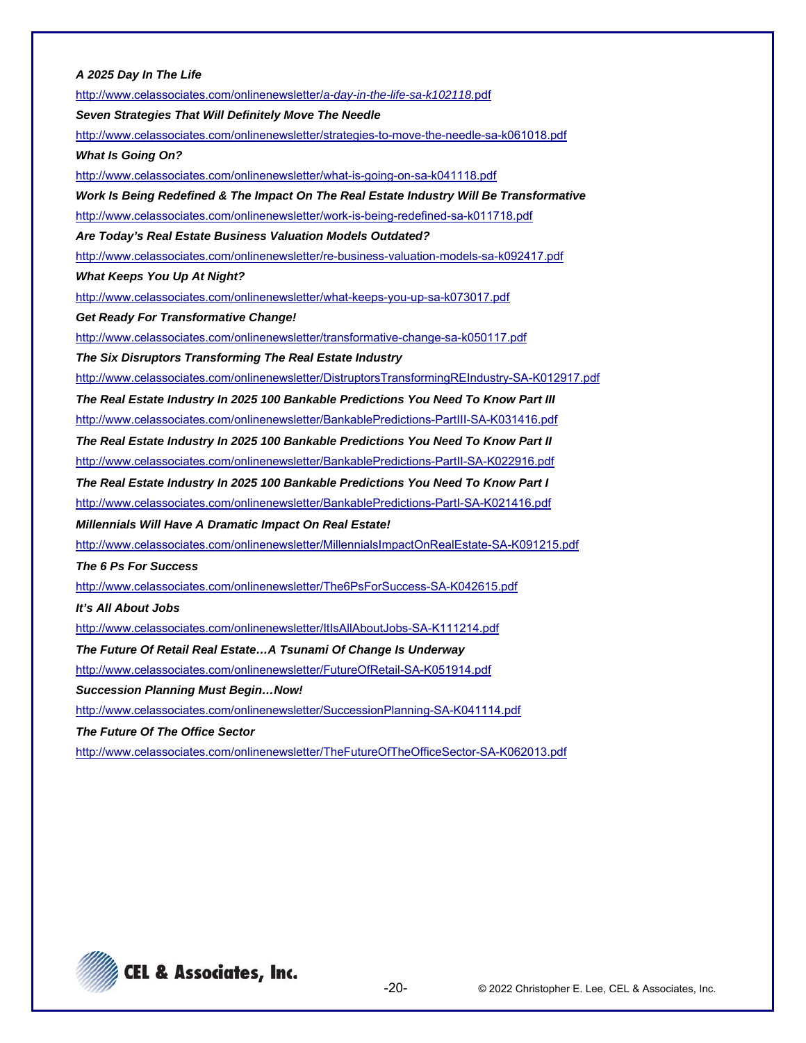***A 2025 Day In The Life***

http://www.celassociates.com/onlinenewsletter/a-day-in-the-life-sa-k102118.pdf

***Seven Strategies That Will Definitely Move The Needle***

http://www.celassociates.com/onlinenewsletter/strategies-to-move-the-needle-sa-k061018.pdf

***What Is Going On?***

http://www.celassociates.com/onlinenewsletter/what-is-going-on-sa-k041118.pdf

***Work Is Being Redefined & The Impact On The Real Estate Industry Will Be Transformative***

http://www.celassociates.com/onlinenewsletter/work-is-being-redefined-sa-k011718.pdf

***Are Today's Real Estate Business Valuation Models Outdated?***

http://www.celassociates.com/onlinenewsletter/re-business-valuation-models-sa-k092417.pdf

***What Keeps You Up At Night?***

http://www.celassociates.com/onlinenewsletter/what-keeps-you-up-sa-k073017.pdf

***Get Ready For Transformative Change!***

http://www.celassociates.com/onlinenewsletter/transformative-change-sa-k050117.pdf

***The Six Disruptors Transforming The Real Estate Industry***

http://www.celassociates.com/onlinenewsletter/DistruptorsTransformingREIndustry-SA-K012917.pdf

***The Real Estate Industry In 2025 100 Bankable Predictions You Need To Know Part III***

http://www.celassociates.com/onlinenewsletter/BankablePredictions-PartIII-SA-K031416.pdf

***The Real Estate Industry In 2025 100 Bankable Predictions You Need To Know Part II***

http://www.celassociates.com/onlinenewsletter/BankablePredictions-PartII-SA-K022916.pdf

***The Real Estate Industry In 2025 100 Bankable Predictions You Need To Know Part I***

http://www.celassociates.com/onlinenewsletter/BankablePredictions-PartI-SA-K021416.pdf

***Millennials Will Have A Dramatic Impact On Real Estate!***

http://www.celassociates.com/onlinenewsletter/MillennialsImpactOnRealEstate-SA-K091215.pdf

***The 6 Ps For Success***

http://www.celassociates.com/onlinenewsletter/The6PsForSuccess-SA-K042615.pdf

***It's All About Jobs***

http://www.celassociates.com/onlinenewsletter/ItIsAllAboutJobs-SA-K111214.pdf

***The Future Of Retail Real Estate…A Tsunami Of Change Is Underway***

http://www.celassociates.com/onlinenewsletter/FutureOfRetail-SA-K051914.pdf

***Succession Planning Must Begin…Now!***

http://www.celassociates.com/onlinenewsletter/SuccessionPlanning-SA-K041114.pdf

***The Future Of The Office Sector***

http://www.celassociates.com/onlinenewsletter/TheFutureOfTheOfficeSector-SA-K062013.pdf

CEL & Associates, Inc.

© 2022 Christopher E. Lee, CEL & Associates, Inc.